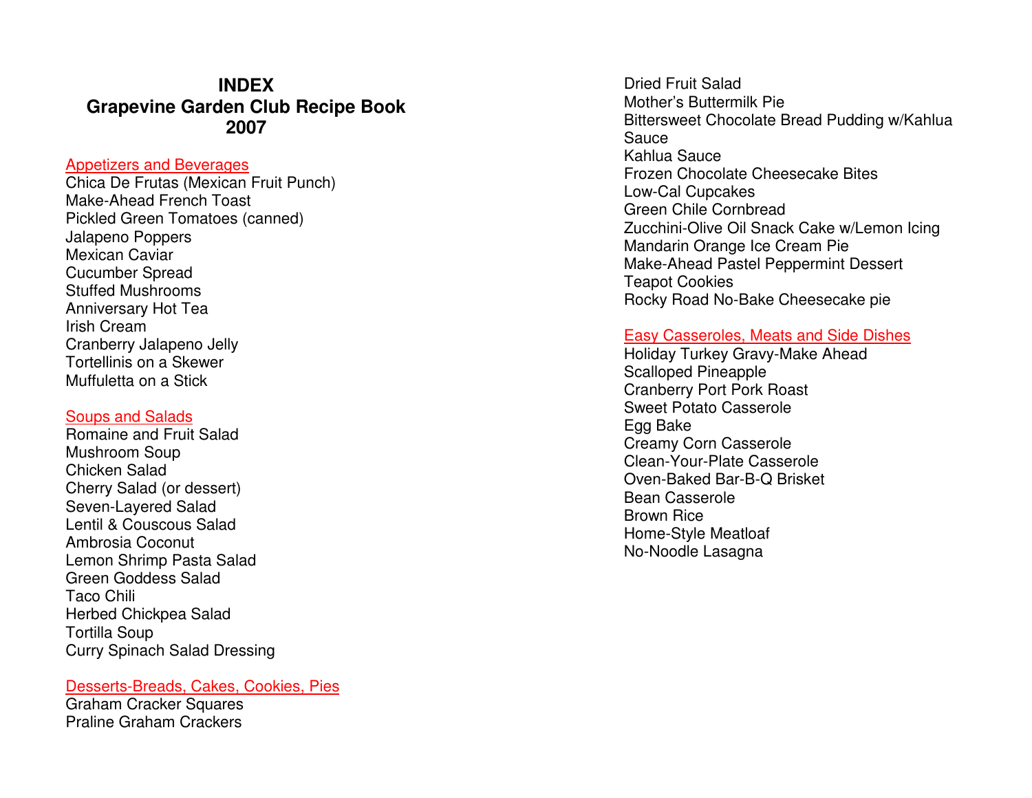# INDEX
# Grapevine Garden Club Recipe Book
# 2007

## Appetizers and Beverages

Chica De Frutas (Mexican Fruit Punch)
Make-Ahead French Toast
Pickled Green Tomatoes (canned)
Jalapeno Poppers
Mexican Caviar
Cucumber Spread
Stuffed Mushrooms
Anniversary Hot Tea
Irish Cream
Cranberry Jalapeno Jelly
Tortellinis on a Skewer
Muffuletta on a Stick

## Soups and Salads

Romaine and Fruit Salad
Mushroom Soup
Chicken Salad
Cherry Salad (or dessert)
Seven-Layered Salad
Lentil & Couscous Salad
Ambrosia Coconut
Lemon Shrimp Pasta Salad
Green Goddess Salad
Taco Chili
Herbed Chickpea Salad
Tortilla Soup
Curry Spinach Salad Dressing

## Desserts-Breads, Cakes, Cookies, Pies

Graham Cracker Squares
Praline Graham Crackers
Dried Fruit Salad
Mother's Buttermilk Pie
Bittersweet Chocolate Bread Pudding w/Kahlua Sauce
Kahlua Sauce
Frozen Chocolate Cheesecake Bites
Low-Cal Cupcakes
Green Chile Cornbread
Zucchini-Olive Oil Snack Cake w/Lemon Icing
Mandarin Orange Ice Cream Pie
Make-Ahead Pastel Peppermint Dessert
Teapot Cookies
Rocky Road No-Bake Cheesecake pie

## Easy Casseroles, Meats and Side Dishes

Holiday Turkey Gravy-Make Ahead
Scalloped Pineapple
Cranberry Port Pork Roast
Sweet Potato Casserole
Egg Bake
Creamy Corn Casserole
Clean-Your-Plate Casserole
Oven-Baked Bar-B-Q Brisket
Bean Casserole
Brown Rice
Home-Style Meatloaf
No-Noodle Lasagna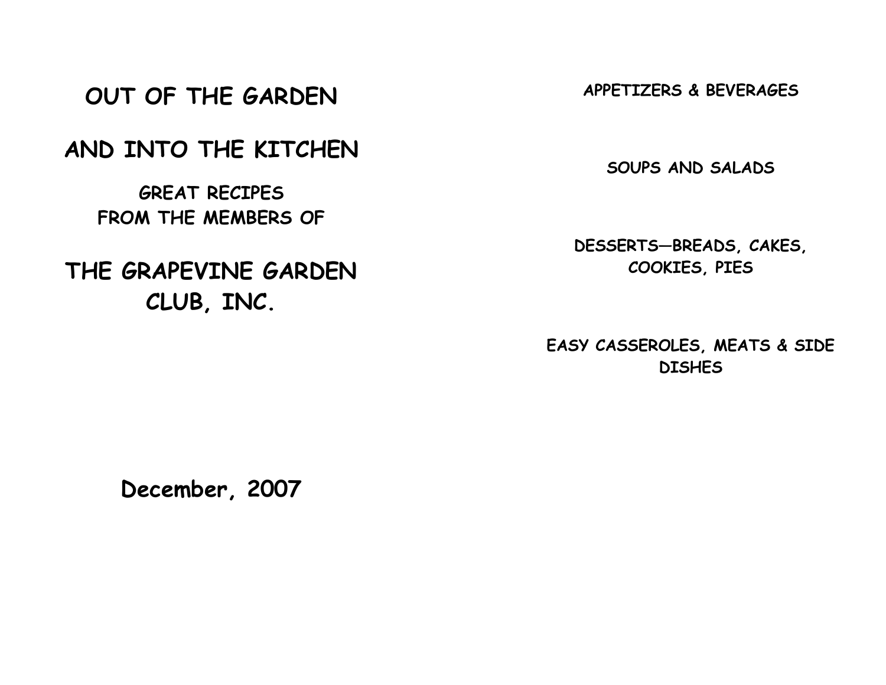# OUT OF THE GARDEN

# AND INTO THE KITCHEN

## GREAT RECIPES FROM THE MEMBERS OF

# THE GRAPEVINE GARDEN CLUB, INC.

**December, 2007**

**APPETIZERS & BEVERAGES**

**SOUPS AND SALADS**

**DESSERTS—BREADS, CAKES, COOKIES, PIES**

**EASY CASSEROLES, MEATS & SIDE DISHES**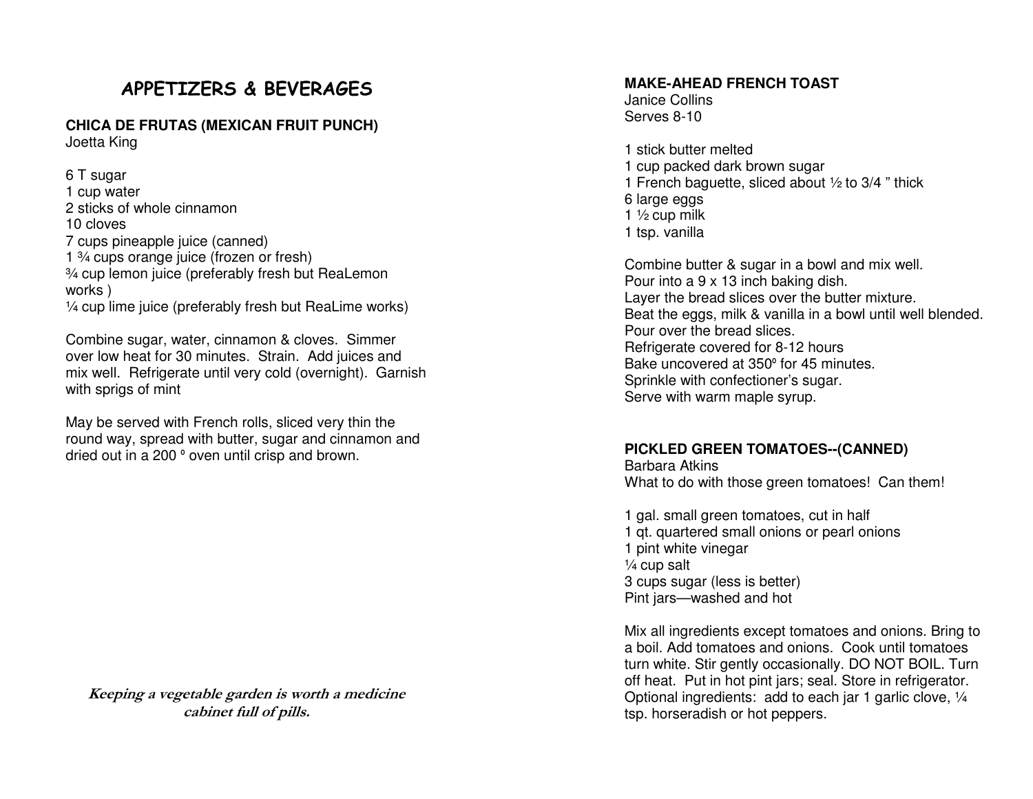# APPETIZERS & BEVERAGES

**CHICA DE FRUTAS (MEXICAN FRUIT PUNCH)**
Joetta King

6 T sugar
1 cup water
2 sticks of whole cinnamon
10 cloves
7 cups pineapple juice (canned)
1 ¾ cups orange juice (frozen or fresh)
¾ cup lemon juice (preferably fresh but ReaLemon works )
¼ cup lime juice (preferably fresh but ReaLime works)

Combine sugar, water, cinnamon & cloves. Simmer over low heat for 30 minutes. Strain. Add juices and mix well. Refrigerate until very cold (overnight). Garnish with sprigs of mint

May be served with French rolls, sliced very thin the round way, spread with butter, sugar and cinnamon and dried out in a 200 º oven until crisp and brown.

***Keeping a vegetable garden is worth a medicine cabinet full of pills.***

**MAKE-AHEAD FRENCH TOAST**
Janice Collins
Serves 8-10

1 stick butter melted
1 cup packed dark brown sugar
1 French baguette, sliced about ½ to 3/4 " thick
6 large eggs
1 ½ cup milk
1 tsp. vanilla

Combine butter & sugar in a bowl and mix well.
Pour into a 9 x 13 inch baking dish.
Layer the bread slices over the butter mixture.
Beat the eggs, milk & vanilla in a bowl until well blended.
Pour over the bread slices.
Refrigerate covered for 8-12 hours
Bake uncovered at 350º for 45 minutes.
Sprinkle with confectioner's sugar.
Serve with warm maple syrup.

**PICKLED GREEN TOMATOES--(CANNED)**
Barbara Atkins
What to do with those green tomatoes! Can them!

1 gal. small green tomatoes, cut in half
1 qt. quartered small onions or pearl onions
1 pint white vinegar
¼ cup salt
3 cups sugar (less is better)
Pint jars—washed and hot

Mix all ingredients except tomatoes and onions. Bring to a boil. Add tomatoes and onions. Cook until tomatoes turn white. Stir gently occasionally. DO NOT BOIL. Turn off heat. Put in hot pint jars; seal. Store in refrigerator. Optional ingredients: add to each jar 1 garlic clove, ¼ tsp. horseradish or hot peppers.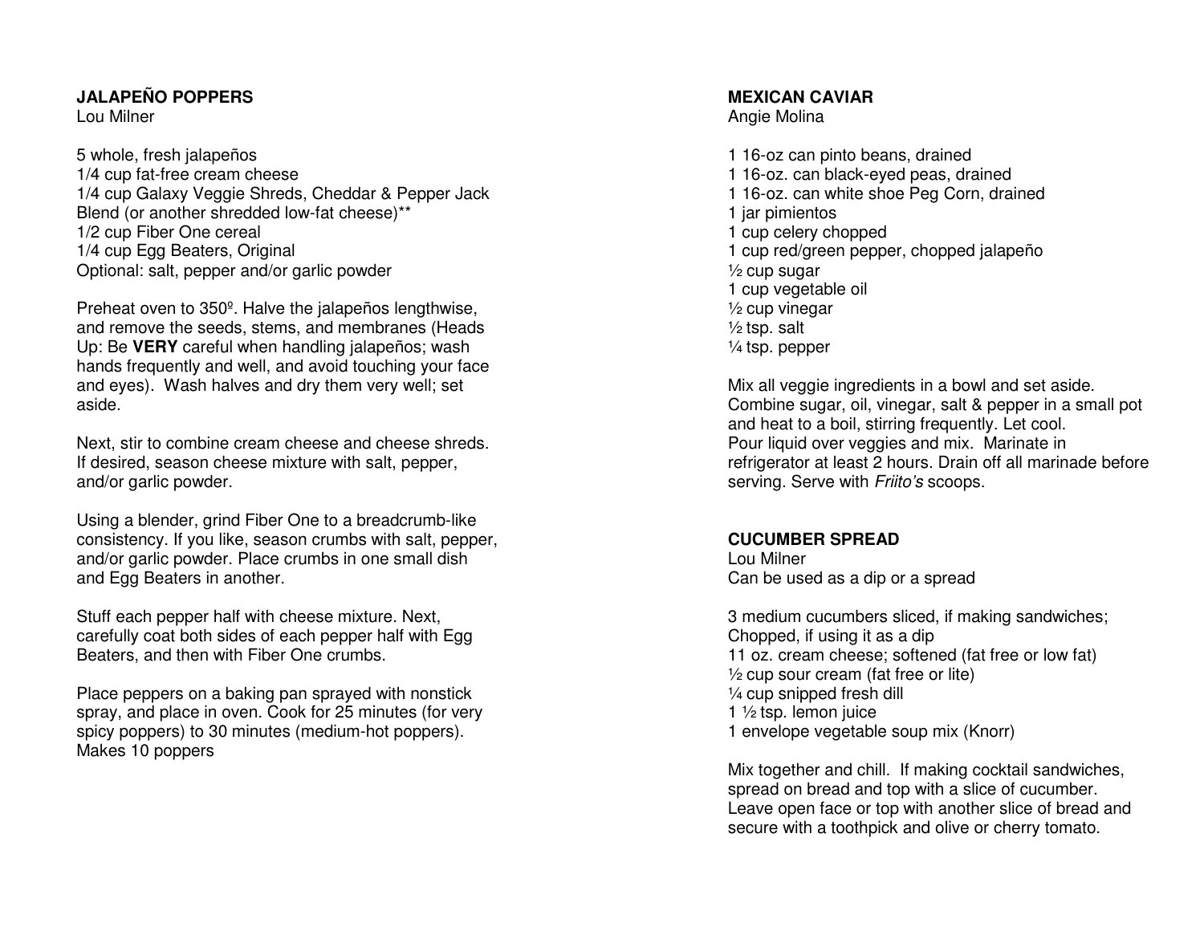## JALAPEÑO POPPERS

Lou Milner

5 whole, fresh jalapeños
1/4 cup fat-free cream cheese
1/4 cup Galaxy Veggie Shreds, Cheddar & Pepper Jack Blend (or another shredded low-fat cheese)**
1/2 cup Fiber One cereal
1/4 cup Egg Beaters, Original
Optional: salt, pepper and/or garlic powder

Preheat oven to 350º. Halve the jalapeños lengthwise, and remove the seeds, stems, and membranes (Heads Up: Be **VERY** careful when handling jalapeños; wash hands frequently and well, and avoid touching your face and eyes). Wash halves and dry them very well; set aside.

Next, stir to combine cream cheese and cheese shreds. If desired, season cheese mixture with salt, pepper, and/or garlic powder.

Using a blender, grind Fiber One to a breadcrumb-like consistency. If you like, season crumbs with salt, pepper, and/or garlic powder. Place crumbs in one small dish and Egg Beaters in another.

Stuff each pepper half with cheese mixture. Next, carefully coat both sides of each pepper half with Egg Beaters, and then with Fiber One crumbs.

Place peppers on a baking pan sprayed with nonstick spray, and place in oven. Cook for 25 minutes (for very spicy poppers) to 30 minutes (medium-hot poppers). Makes 10 poppers

## MEXICAN CAVIAR

Angie Molina

1 16-oz can pinto beans, drained
1 16-oz. can black-eyed peas, drained
1 16-oz. can white shoe Peg Corn, drained
1 jar pimientos
1 cup celery chopped
1 cup red/green pepper, chopped jalapeño
½ cup sugar
1 cup vegetable oil
½ cup vinegar
½ tsp. salt
¼ tsp. pepper

Mix all veggie ingredients in a bowl and set aside. Combine sugar, oil, vinegar, salt & pepper in a small pot and heat to a boil, stirring frequently. Let cool. Pour liquid over veggies and mix. Marinate in refrigerator at least 2 hours. Drain off all marinade before serving. Serve with *Friito's* scoops.

## CUCUMBER SPREAD

Lou Milner
Can be used as a dip or a spread

3 medium cucumbers sliced, if making sandwiches; Chopped, if using it as a dip
11 oz. cream cheese; softened (fat free or low fat)
½ cup sour cream (fat free or lite)
¼ cup snipped fresh dill
1 ½ tsp. lemon juice
1 envelope vegetable soup mix (Knorr)

Mix together and chill. If making cocktail sandwiches, spread on bread and top with a slice of cucumber. Leave open face or top with another slice of bread and secure with a toothpick and olive or cherry tomato.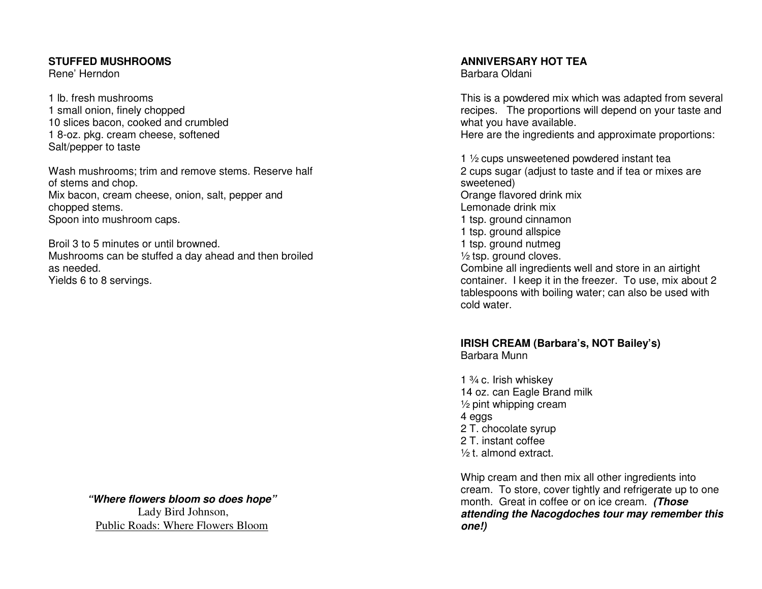**STUFFED MUSHROOMS**
Rene' Herndon

1 lb. fresh mushrooms
1 small onion, finely chopped
10 slices bacon, cooked and crumbled
1 8-oz. pkg. cream cheese, softened
Salt/pepper to taste

Wash mushrooms; trim and remove stems. Reserve half of stems and chop.
Mix bacon, cream cheese, onion, salt, pepper and chopped stems.
Spoon into mushroom caps.

Broil 3 to 5 minutes or until browned.
Mushrooms can be stuffed a day ahead and then broiled as needed.
Yields 6 to 8 servings.

***"Where flowers bloom so does hope"***
Lady Bird Johnson,
Public Roads: Where Flowers Bloom

**ANNIVERSARY HOT TEA**
Barbara Oldani

This is a powdered mix which was adapted from several recipes. The proportions will depend on your taste and what you have available.
Here are the ingredients and approximate proportions:

1 ½ cups unsweetened powdered instant tea
2 cups sugar (adjust to taste and if tea or mixes are sweetened)
Orange flavored drink mix
Lemonade drink mix
1 tsp. ground cinnamon
1 tsp. ground allspice
1 tsp. ground nutmeg
½ tsp. ground cloves.
Combine all ingredients well and store in an airtight container. I keep it in the freezer. To use, mix about 2 tablespoons with boiling water; can also be used with cold water.

**IRISH CREAM (Barbara's, NOT Bailey's)**
Barbara Munn

1 ¾ c. Irish whiskey
14 oz. can Eagle Brand milk
½ pint whipping cream
4 eggs
2 T. chocolate syrup
2 T. instant coffee
½ t. almond extract.

Whip cream and then mix all other ingredients into cream. To store, cover tightly and refrigerate up to one month. Great in coffee or on ice cream. ***(Those attending the Nacogdoches tour may remember this one!)***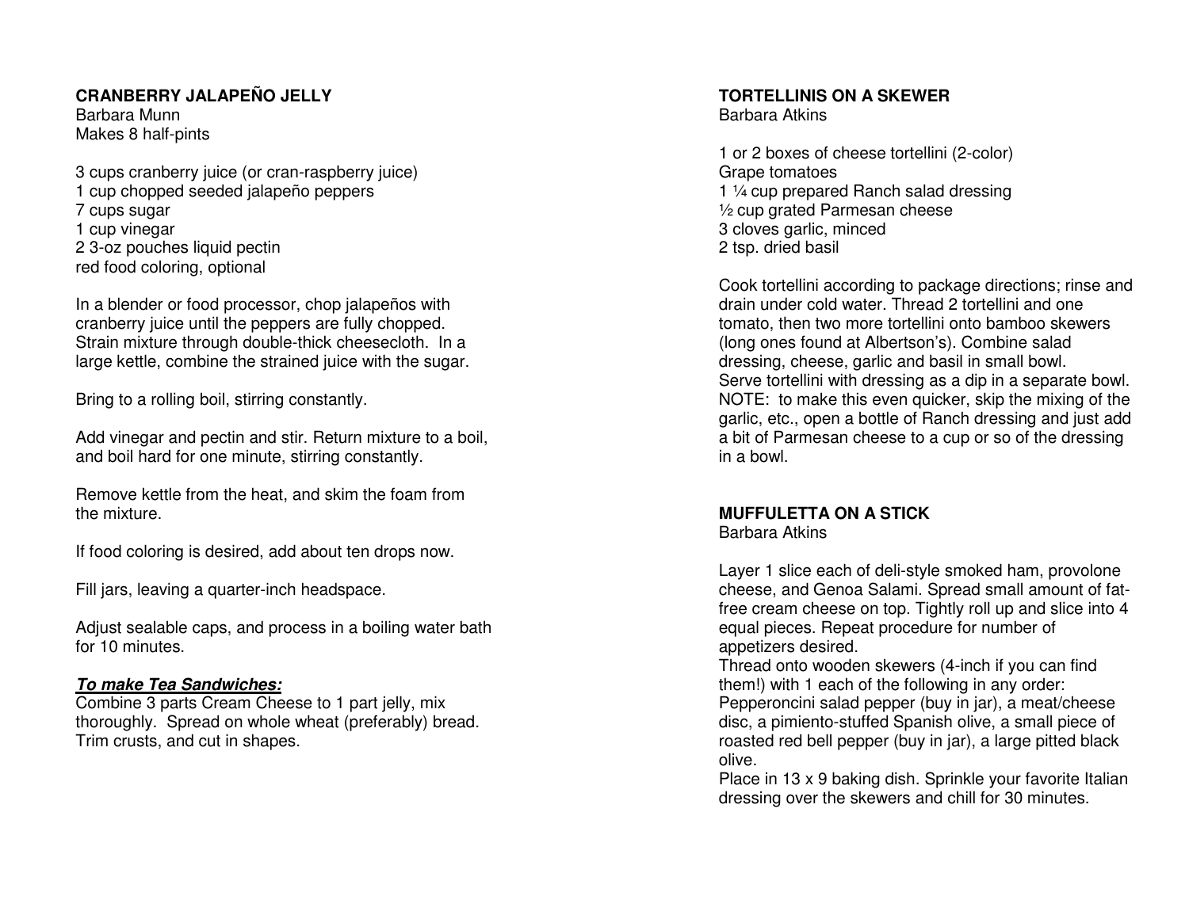## CRANBERRY JALAPEÑO JELLY

Barbara Munn
Makes 8 half-pints

3 cups cranberry juice (or cran-raspberry juice)
1 cup chopped seeded jalapeño peppers
7 cups sugar
1 cup vinegar
2 3-oz pouches liquid pectin
red food coloring, optional

In a blender or food processor, chop jalapeños with cranberry juice until the peppers are fully chopped. Strain mixture through double-thick cheesecloth. In a large kettle, combine the strained juice with the sugar.

Bring to a rolling boil, stirring constantly.

Add vinegar and pectin and stir. Return mixture to a boil, and boil hard for one minute, stirring constantly.

Remove kettle from the heat, and skim the foam from the mixture.

If food coloring is desired, add about ten drops now.

Fill jars, leaving a quarter-inch headspace.

Adjust sealable caps, and process in a boiling water bath for 10 minutes.

***To make Tea Sandwiches:***
Combine 3 parts Cream Cheese to 1 part jelly, mix thoroughly. Spread on whole wheat (preferably) bread. Trim crusts, and cut in shapes.

## TORTELLINIS ON A SKEWER

Barbara Atkins

1 or 2 boxes of cheese tortellini (2-color)
Grape tomatoes
1 ¼ cup prepared Ranch salad dressing
½ cup grated Parmesan cheese
3 cloves garlic, minced
2 tsp. dried basil

Cook tortellini according to package directions; rinse and drain under cold water. Thread 2 tortellini and one tomato, then two more tortellini onto bamboo skewers (long ones found at Albertson's). Combine salad dressing, cheese, garlic and basil in small bowl.
Serve tortellini with dressing as a dip in a separate bowl.
NOTE: to make this even quicker, skip the mixing of the garlic, etc., open a bottle of Ranch dressing and just add a bit of Parmesan cheese to a cup or so of the dressing in a bowl.

## MUFFULETTA ON A STICK

Barbara Atkins

Layer 1 slice each of deli-style smoked ham, provolone cheese, and Genoa Salami. Spread small amount of fat-free cream cheese on top. Tightly roll up and slice into 4 equal pieces. Repeat procedure for number of appetizers desired.
Thread onto wooden skewers (4-inch if you can find them!) with 1 each of the following in any order: Pepperoncini salad pepper (buy in jar), a meat/cheese disc, a pimiento-stuffed Spanish olive, a small piece of roasted red bell pepper (buy in jar), a large pitted black olive.
Place in 13 x 9 baking dish. Sprinkle your favorite Italian dressing over the skewers and chill for 30 minutes.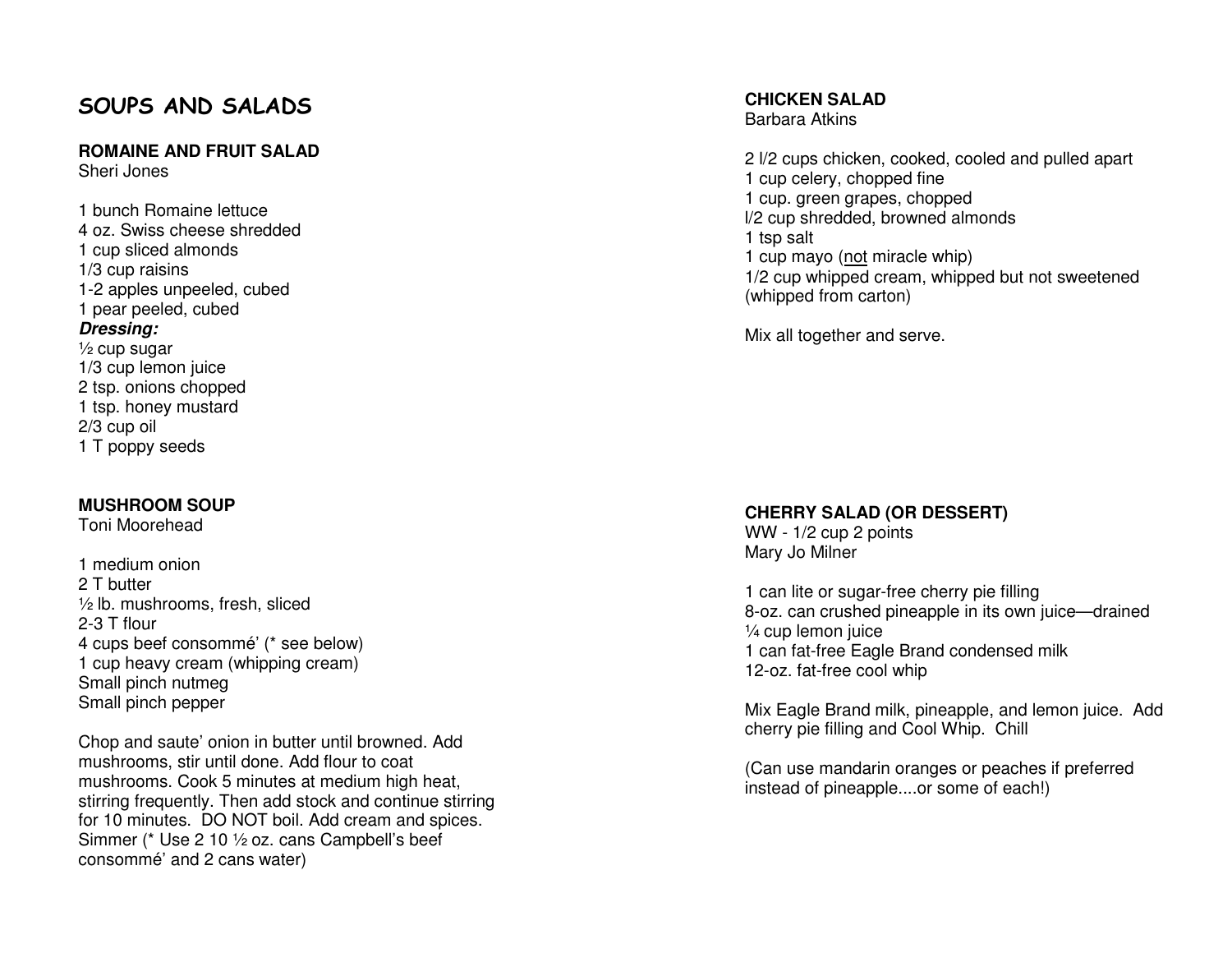# SOUPS AND SALADS

### ROMAINE AND FRUIT SALAD

Sheri Jones

1 bunch Romaine lettuce
4 oz. Swiss cheese shredded
1 cup sliced almonds
1/3 cup raisins
1-2 apples unpeeled, cubed
1 pear peeled, cubed

***Dressing:***

½ cup sugar
1/3 cup lemon juice
2 tsp. onions chopped
1 tsp. honey mustard
2/3 cup oil
1 T poppy seeds

### MUSHROOM SOUP

Toni Moorehead

1 medium onion
2 T butter
½ lb. mushrooms, fresh, sliced
2-3 T flour
4 cups beef consommé' (* see below)
1 cup heavy cream (whipping cream)
Small pinch nutmeg
Small pinch pepper

Chop and saute' onion in butter until browned. Add mushrooms, stir until done. Add flour to coat mushrooms. Cook 5 minutes at medium high heat, stirring frequently. Then add stock and continue stirring for 10 minutes. DO NOT boil. Add cream and spices. Simmer (* Use 2 10 ½ oz. cans Campbell's beef consommé' and 2 cans water)

### CHICKEN SALAD

Barbara Atkins

2 l/2 cups chicken, cooked, cooled and pulled apart
1 cup celery, chopped fine
1 cup. green grapes, chopped
l/2 cup shredded, browned almonds
1 tsp salt
1 cup mayo (<u>not</u> miracle whip)
1/2 cup whipped cream, whipped but not sweetened (whipped from carton)

Mix all together and serve.

### CHERRY SALAD (OR DESSERT)

WW - 1/2 cup 2 points
Mary Jo Milner

1 can lite or sugar-free cherry pie filling
8-oz. can crushed pineapple in its own juice—drained
¼ cup lemon juice
1 can fat-free Eagle Brand condensed milk
12-oz. fat-free cool whip

Mix Eagle Brand milk, pineapple, and lemon juice. Add cherry pie filling and Cool Whip. Chill

(Can use mandarin oranges or peaches if preferred instead of pineapple....or some of each!)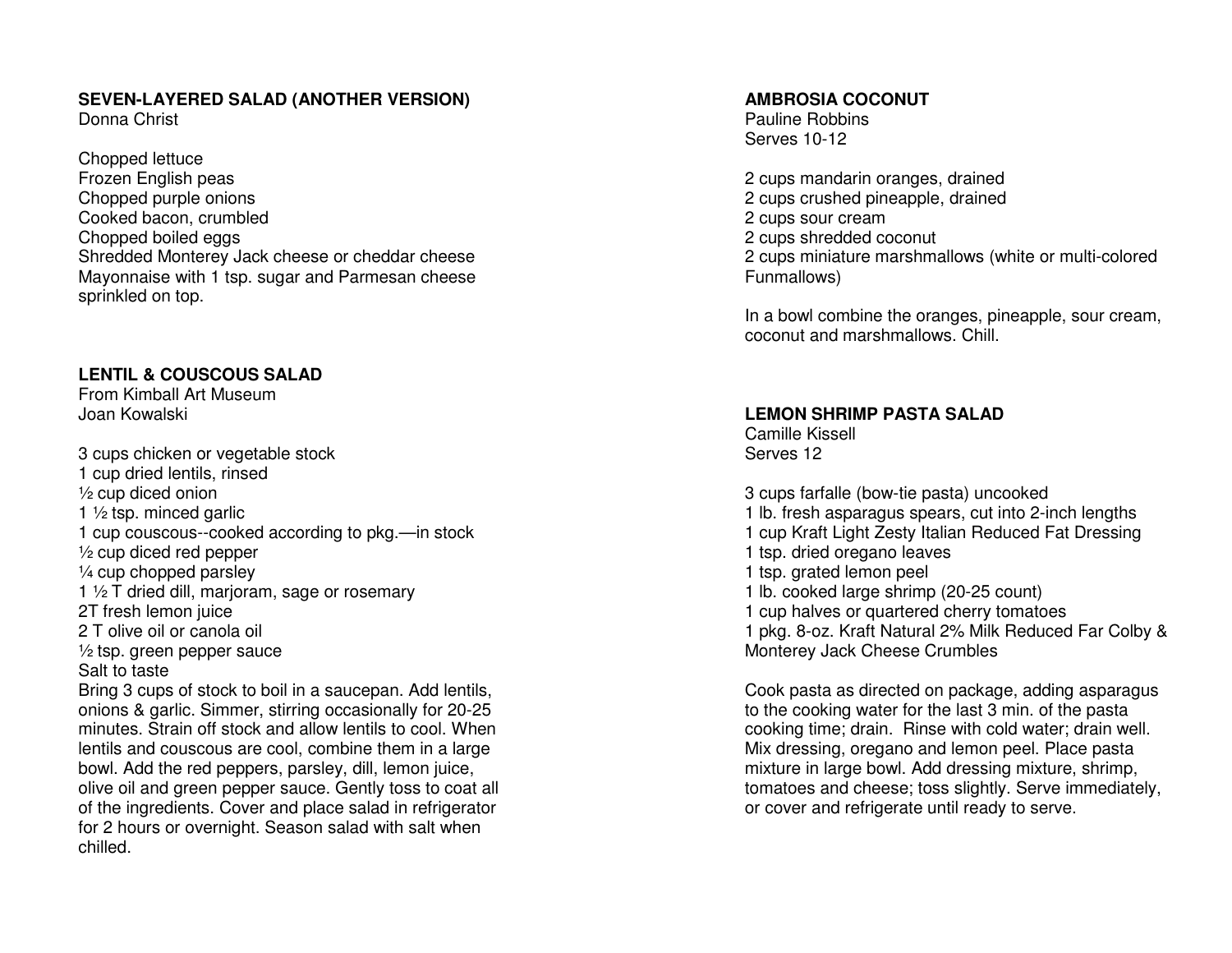## SEVEN-LAYERED SALAD (ANOTHER VERSION)

Donna Christ

Chopped lettuce
Frozen English peas
Chopped purple onions
Cooked bacon, crumbled
Chopped boiled eggs
Shredded Monterey Jack cheese or cheddar cheese
Mayonnaise with 1 tsp. sugar and Parmesan cheese sprinkled on top.

## LENTIL & COUSCOUS SALAD

From Kimball Art Museum
Joan Kowalski

3 cups chicken or vegetable stock
1 cup dried lentils, rinsed
½ cup diced onion
1 ½ tsp. minced garlic
1 cup couscous--cooked according to pkg.—in stock
½ cup diced red pepper
¼ cup chopped parsley
1 ½ T dried dill, marjoram, sage or rosemary
2T fresh lemon juice
2 T olive oil or canola oil
½ tsp. green pepper sauce
Salt to taste

Bring 3 cups of stock to boil in a saucepan. Add lentils, onions & garlic. Simmer, stirring occasionally for 20-25 minutes. Strain off stock and allow lentils to cool. When lentils and couscous are cool, combine them in a large bowl. Add the red peppers, parsley, dill, lemon juice, olive oil and green pepper sauce. Gently toss to coat all of the ingredients. Cover and place salad in refrigerator for 2 hours or overnight. Season salad with salt when chilled.

## AMBROSIA COCONUT

Pauline Robbins
Serves 10-12

2 cups mandarin oranges, drained
2 cups crushed pineapple, drained
2 cups sour cream
2 cups shredded coconut
2 cups miniature marshmallows (white or multi-colored Funmallows)

In a bowl combine the oranges, pineapple, sour cream, coconut and marshmallows. Chill.

## LEMON SHRIMP PASTA SALAD

Camille Kissell
Serves 12

3 cups farfalle (bow-tie pasta) uncooked
1 lb. fresh asparagus spears, cut into 2-inch lengths
1 cup Kraft Light Zesty Italian Reduced Fat Dressing
1 tsp. dried oregano leaves
1 tsp. grated lemon peel
1 lb. cooked large shrimp (20-25 count)
1 cup halves or quartered cherry tomatoes
1 pkg. 8-oz. Kraft Natural 2% Milk Reduced Far Colby & Monterey Jack Cheese Crumbles

Cook pasta as directed on package, adding asparagus to the cooking water for the last 3 min. of the pasta cooking time; drain. Rinse with cold water; drain well. Mix dressing, oregano and lemon peel. Place pasta mixture in large bowl. Add dressing mixture, shrimp, tomatoes and cheese; toss slightly. Serve immediately, or cover and refrigerate until ready to serve.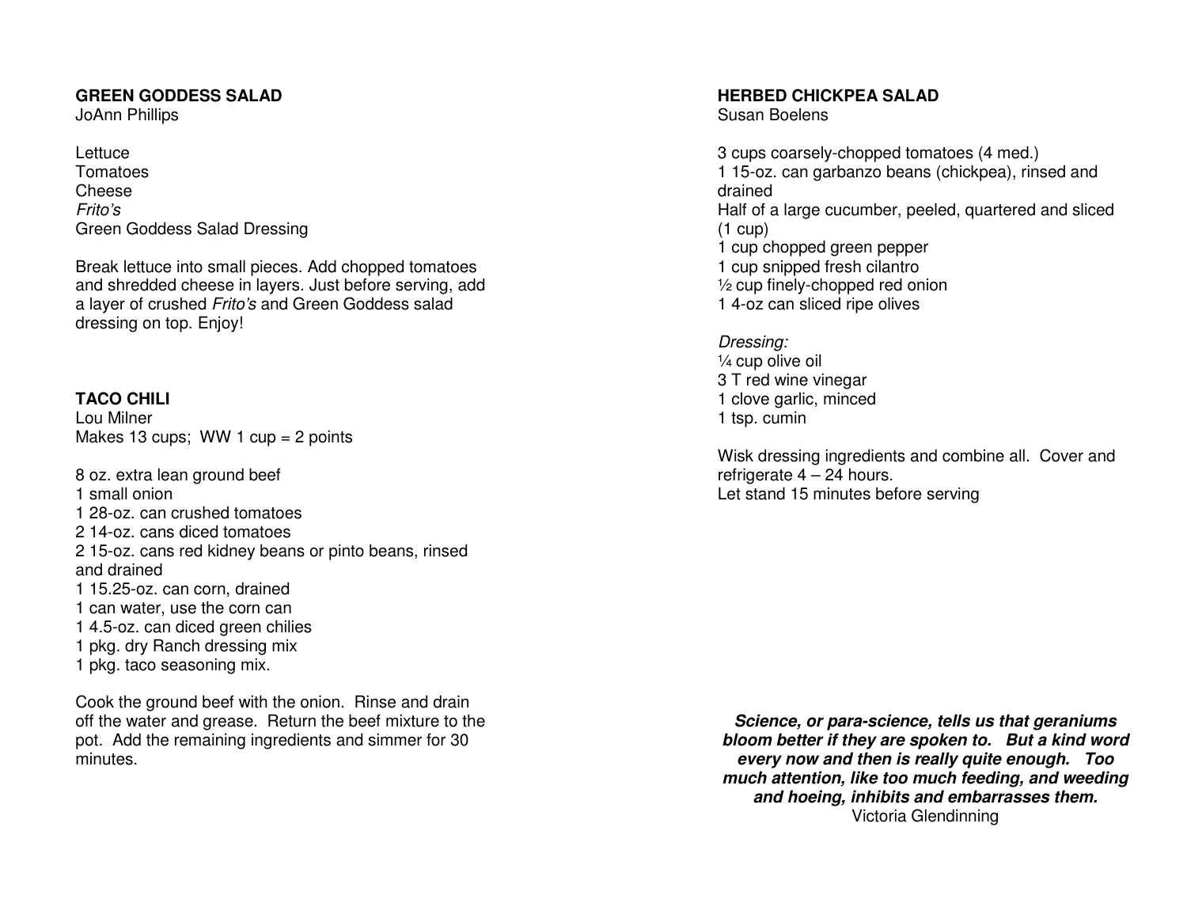## GREEN GODDESS SALAD

JoAnn Phillips

Lettuce
Tomatoes
Cheese
*Frito's*
Green Goddess Salad Dressing

Break lettuce into small pieces. Add chopped tomatoes and shredded cheese in layers. Just before serving, add a layer of crushed *Frito's* and Green Goddess salad dressing on top. Enjoy!

## TACO CHILI

Lou Milner
Makes 13 cups; WW 1 cup = 2 points

8 oz. extra lean ground beef
1 small onion
1 28-oz. can crushed tomatoes
2 14-oz. cans diced tomatoes
2 15-oz. cans red kidney beans or pinto beans, rinsed and drained
1 15.25-oz. can corn, drained
1 can water, use the corn can
1 4.5-oz. can diced green chilies
1 pkg. dry Ranch dressing mix
1 pkg. taco seasoning mix.

Cook the ground beef with the onion. Rinse and drain off the water and grease. Return the beef mixture to the pot. Add the remaining ingredients and simmer for 30 minutes.

## HERBED CHICKPEA SALAD

Susan Boelens

3 cups coarsely-chopped tomatoes (4 med.)
1 15-oz. can garbanzo beans (chickpea), rinsed and drained
Half of a large cucumber, peeled, quartered and sliced (1 cup)
1 cup chopped green pepper
1 cup snipped fresh cilantro
½ cup finely-chopped red onion
1 4-oz can sliced ripe olives

*Dressing:*
¼ cup olive oil
3 T red wine vinegar
1 clove garlic, minced
1 tsp. cumin

Wisk dressing ingredients and combine all. Cover and refrigerate 4 – 24 hours.
Let stand 15 minutes before serving

***Science, or para-science, tells us that geraniums bloom better if they are spoken to. But a kind word every now and then is really quite enough. Too much attention, like too much feeding, and weeding and hoeing, inhibits and embarrasses them.***
Victoria Glendinning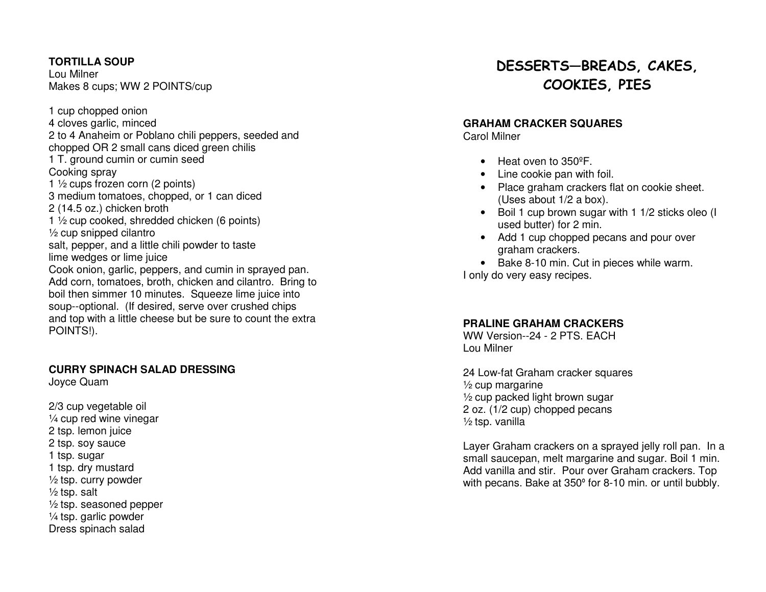### TORTILLA SOUP

Lou Milner
Makes 8 cups; WW 2 POINTS/cup

1 cup chopped onion
4 cloves garlic, minced
2 to 4 Anaheim or Poblano chili peppers, seeded and chopped OR 2 small cans diced green chilis
1 T. ground cumin or cumin seed
Cooking spray
1 ½ cups frozen corn (2 points)
3 medium tomatoes, chopped, or 1 can diced
2 (14.5 oz.) chicken broth
1 ½ cup cooked, shredded chicken (6 points)
½ cup snipped cilantro
salt, pepper, and a little chili powder to taste
lime wedges or lime juice
Cook onion, garlic, peppers, and cumin in sprayed pan. Add corn, tomatoes, broth, chicken and cilantro. Bring to boil then simmer 10 minutes. Squeeze lime juice into soup--optional. (If desired, serve over crushed chips and top with a little cheese but be sure to count the extra POINTS!).

### CURRY SPINACH SALAD DRESSING

Joyce Quam

2/3 cup vegetable oil
¼ cup red wine vinegar
2 tsp. lemon juice
2 tsp. soy sauce
1 tsp. sugar
1 tsp. dry mustard
½ tsp. curry powder
½ tsp. salt
½ tsp. seasoned pepper
¼ tsp. garlic powder
Dress spinach salad

## DESSERTS—BREADS, CAKES, COOKIES, PIES

### GRAHAM CRACKER SQUARES

Carol Milner

- Heat oven to 350ºF.
- Line cookie pan with foil.
- Place graham crackers flat on cookie sheet. (Uses about 1/2 a box).
- Boil 1 cup brown sugar with 1 1/2 sticks oleo (I used butter) for 2 min.
- Add 1 cup chopped pecans and pour over graham crackers.
- Bake 8-10 min. Cut in pieces while warm.

I only do very easy recipes.

### PRALINE GRAHAM CRACKERS

WW Version--24 - 2 PTS. EACH
Lou Milner

24 Low-fat Graham cracker squares
½ cup margarine
½ cup packed light brown sugar
2 oz. (1/2 cup) chopped pecans
½ tsp. vanilla

Layer Graham crackers on a sprayed jelly roll pan. In a small saucepan, melt margarine and sugar. Boil 1 min. Add vanilla and stir. Pour over Graham crackers. Top with pecans. Bake at 350º for 8-10 min. or until bubbly.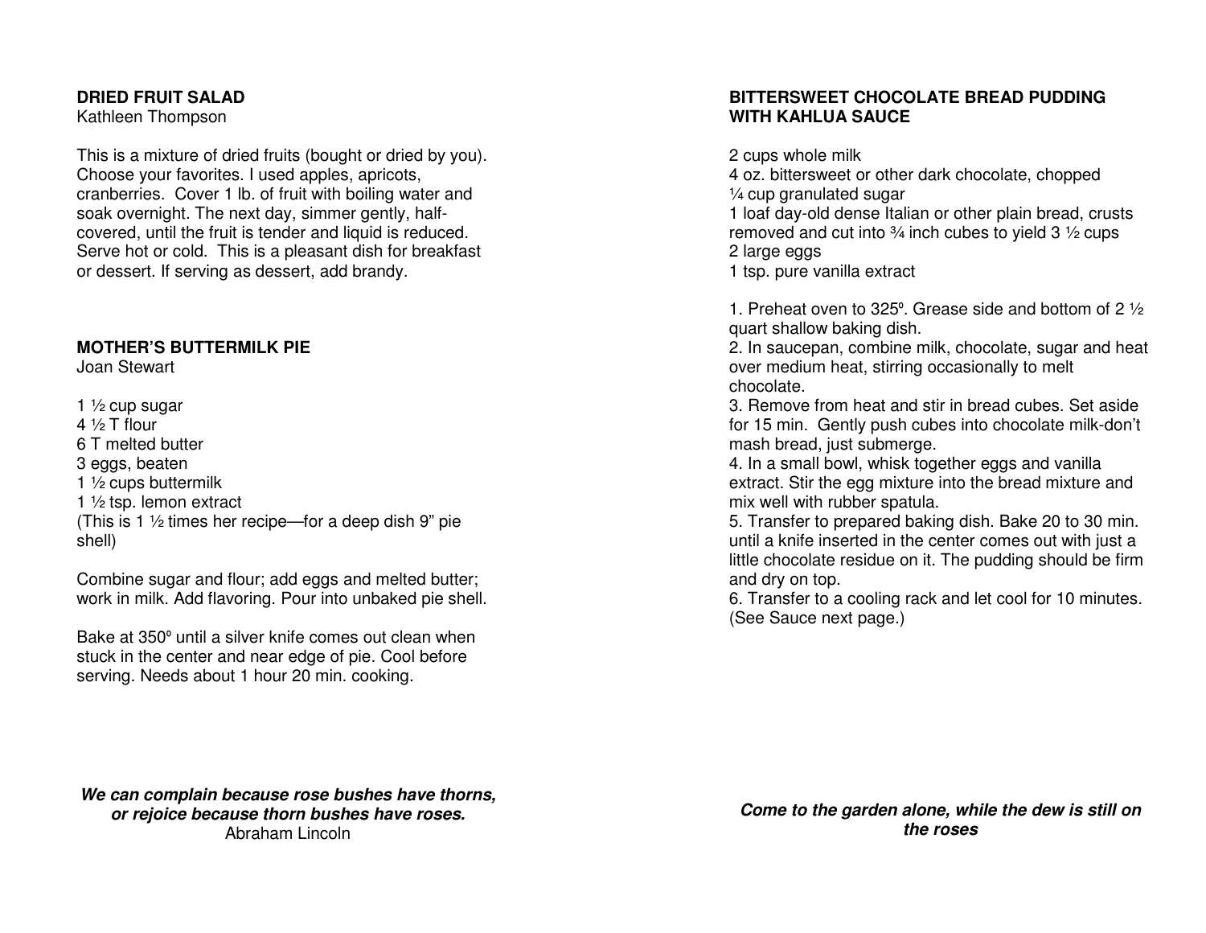**DRIED FRUIT SALAD**
Kathleen Thompson

This is a mixture of dried fruits (bought or dried by you). Choose your favorites. I used apples, apricots, cranberries. Cover 1 lb. of fruit with boiling water and soak overnight. The next day, simmer gently, half-covered, until the fruit is tender and liquid is reduced. Serve hot or cold. This is a pleasant dish for breakfast or dessert. If serving as dessert, add brandy.

**MOTHER'S BUTTERMILK PIE**
Joan Stewart

1 ½ cup sugar
4 ½ T flour
6 T melted butter
3 eggs, beaten
1 ½ cups buttermilk
1 ½ tsp. lemon extract
(This is 1 ½ times her recipe—for a deep dish 9" pie shell)

Combine sugar and flour; add eggs and melted butter; work in milk. Add flavoring. Pour into unbaked pie shell.

Bake at 350º until a silver knife comes out clean when stuck in the center and near edge of pie. Cool before serving. Needs about 1 hour 20 min. cooking.

***We can complain because rose bushes have thorns, or rejoice because thorn bushes have roses.***
Abraham Lincoln

**BITTERSWEET CHOCOLATE BREAD PUDDING WITH KAHLUA SAUCE**

2 cups whole milk
4 oz. bittersweet or other dark chocolate, chopped
¼ cup granulated sugar
1 loaf day-old dense Italian or other plain bread, crusts removed and cut into ¾ inch cubes to yield 3 ½ cups
2 large eggs
1 tsp. pure vanilla extract

1. Preheat oven to 325º. Grease side and bottom of 2 ½ quart shallow baking dish.
2. In saucepan, combine milk, chocolate, sugar and heat over medium heat, stirring occasionally to melt chocolate.
3. Remove from heat and stir in bread cubes. Set aside for 15 min. Gently push cubes into chocolate milk-don't mash bread, just submerge.
4. In a small bowl, whisk together eggs and vanilla extract. Stir the egg mixture into the bread mixture and mix well with rubber spatula.
5. Transfer to prepared baking dish. Bake 20 to 30 min. until a knife inserted in the center comes out with just a little chocolate residue on it. The pudding should be firm and dry on top.
6. Transfer to a cooling rack and let cool for 10 minutes. (See Sauce next page.)

***Come to the garden alone, while the dew is still on the roses***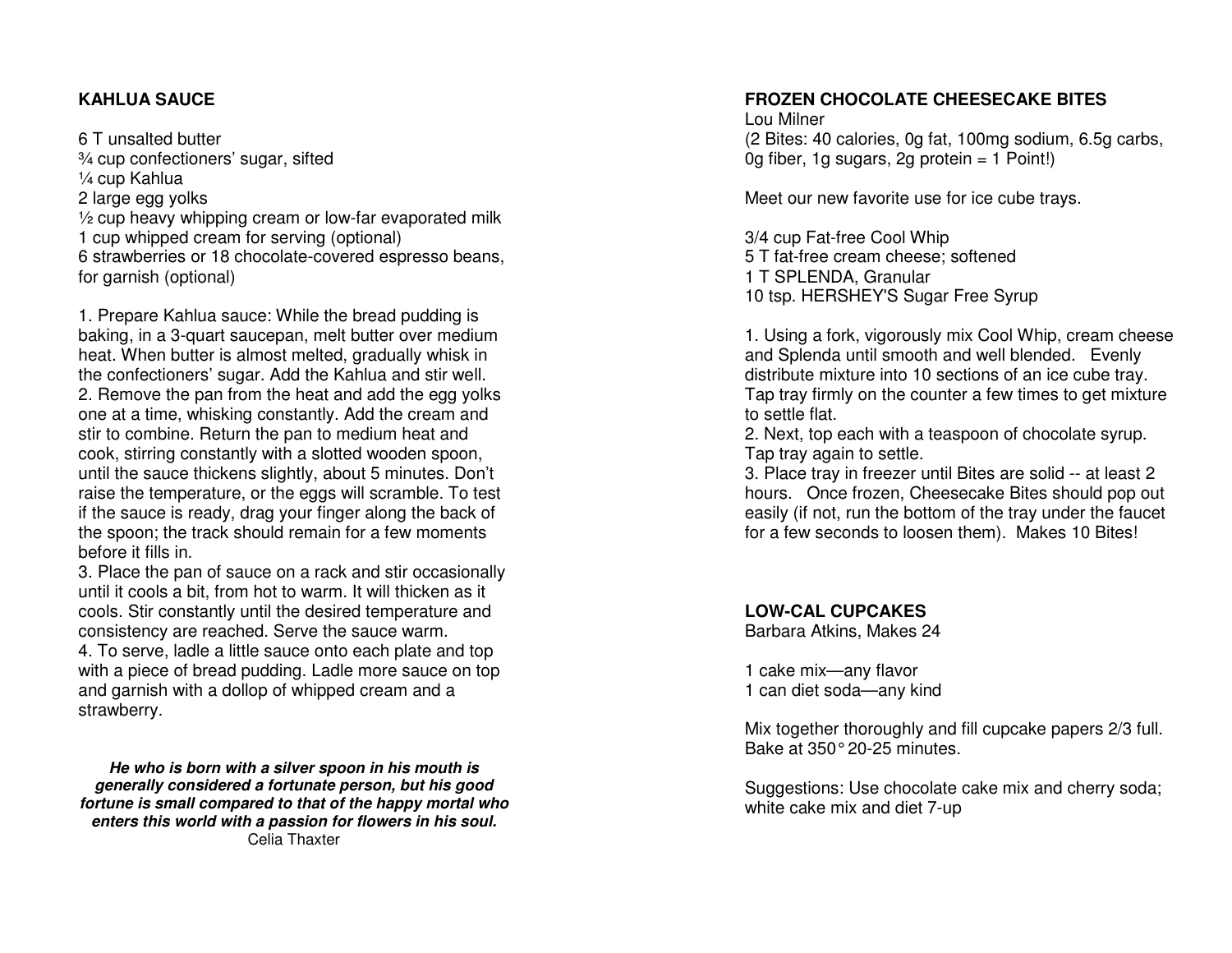## KAHLUA SAUCE

6 T unsalted butter
¾ cup confectioners' sugar, sifted
¼ cup Kahlua
2 large egg yolks
½ cup heavy whipping cream or low-far evaporated milk
1 cup whipped cream for serving (optional)
6 strawberries or 18 chocolate-covered espresso beans, for garnish (optional)

1. Prepare Kahlua sauce: While the bread pudding is baking, in a 3-quart saucepan, melt butter over medium heat. When butter is almost melted, gradually whisk in the confectioners' sugar. Add the Kahlua and stir well.
2. Remove the pan from the heat and add the egg yolks one at a time, whisking constantly. Add the cream and stir to combine. Return the pan to medium heat and cook, stirring constantly with a slotted wooden spoon, until the sauce thickens slightly, about 5 minutes. Don't raise the temperature, or the eggs will scramble. To test if the sauce is ready, drag your finger along the back of the spoon; the track should remain for a few moments before it fills in.
3. Place the pan of sauce on a rack and stir occasionally until it cools a bit, from hot to warm. It will thicken as it cools. Stir constantly until the desired temperature and consistency are reached. Serve the sauce warm.
4. To serve, ladle a little sauce onto each plate and top with a piece of bread pudding. Ladle more sauce on top and garnish with a dollop of whipped cream and a strawberry.

***He who is born with a silver spoon in his mouth is generally considered a fortunate person, but his good fortune is small compared to that of the happy mortal who enters this world with a passion for flowers in his soul.***
Celia Thaxter

## FROZEN CHOCOLATE CHEESECAKE BITES

Lou Milner
(2 Bites: 40 calories, 0g fat, 100mg sodium, 6.5g carbs, 0g fiber, 1g sugars, 2g protein = 1 Point!)

Meet our new favorite use for ice cube trays.

3/4 cup Fat-free Cool Whip
5 T fat-free cream cheese; softened
1 T SPLENDA, Granular
10 tsp. HERSHEY'S Sugar Free Syrup

1. Using a fork, vigorously mix Cool Whip, cream cheese and Splenda until smooth and well blended. Evenly distribute mixture into 10 sections of an ice cube tray. Tap tray firmly on the counter a few times to get mixture to settle flat.
2. Next, top each with a teaspoon of chocolate syrup. Tap tray again to settle.
3. Place tray in freezer until Bites are solid -- at least 2 hours. Once frozen, Cheesecake Bites should pop out easily (if not, run the bottom of the tray under the faucet for a few seconds to loosen them). Makes 10 Bites!

## LOW-CAL CUPCAKES

Barbara Atkins, Makes 24

1 cake mix—any flavor
1 can diet soda—any kind

Mix together thoroughly and fill cupcake papers 2/3 full. Bake at 350° 20-25 minutes.

Suggestions: Use chocolate cake mix and cherry soda; white cake mix and diet 7-up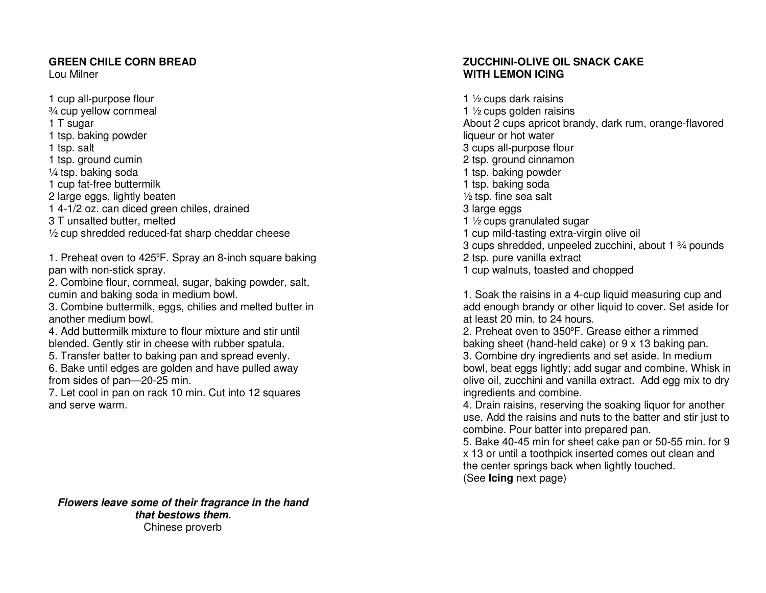## GREEN CHILE CORN BREAD

Lou Milner

1 cup all-purpose flour
¾ cup yellow cornmeal
1 T sugar
1 tsp. baking powder
1 tsp. salt
1 tsp. ground cumin
¼ tsp. baking soda
1 cup fat-free buttermilk
2 large eggs, lightly beaten
1 4-1/2 oz. can diced green chiles, drained
3 T unsalted butter, melted
½ cup shredded reduced-fat sharp cheddar cheese

1. Preheat oven to 425ºF. Spray an 8-inch square baking pan with non-stick spray.
2. Combine flour, cornmeal, sugar, baking powder, salt, cumin and baking soda in medium bowl.
3. Combine buttermilk, eggs, chilies and melted butter in another medium bowl.
4. Add buttermilk mixture to flour mixture and stir until blended. Gently stir in cheese with rubber spatula.
5. Transfer batter to baking pan and spread evenly.
6. Bake until edges are golden and have pulled away from sides of pan—20-25 min.
7. Let cool in pan on rack 10 min. Cut into 12 squares and serve warm.

***Flowers leave some of their fragrance in the hand that bestows them.***
Chinese proverb

## ZUCCHINI-OLIVE OIL SNACK CAKE WITH LEMON ICING

1 ½ cups dark raisins
1 ½ cups golden raisins
About 2 cups apricot brandy, dark rum, orange-flavored liqueur or hot water
3 cups all-purpose flour
2 tsp. ground cinnamon
1 tsp. baking powder
1 tsp. baking soda
½ tsp. fine sea salt
3 large eggs
1 ½ cups granulated sugar
1 cup mild-tasting extra-virgin olive oil
3 cups shredded, unpeeled zucchini, about 1 ¾ pounds
2 tsp. pure vanilla extract
1 cup walnuts, toasted and chopped

1. Soak the raisins in a 4-cup liquid measuring cup and add enough brandy or other liquid to cover. Set aside for at least 20 min. to 24 hours.
2. Preheat oven to 350ºF. Grease either a rimmed baking sheet (hand-held cake) or 9 x 13 baking pan.
3. Combine dry ingredients and set aside. In medium bowl, beat eggs lightly; add sugar and combine. Whisk in olive oil, zucchini and vanilla extract. Add egg mix to dry ingredients and combine.
4. Drain raisins, reserving the soaking liquor for another use. Add the raisins and nuts to the batter and stir just to combine. Pour batter into prepared pan.
5. Bake 40-45 min for sheet cake pan or 50-55 min. for 9 x 13 or until a toothpick inserted comes out clean and the center springs back when lightly touched.
(See **Icing** next page)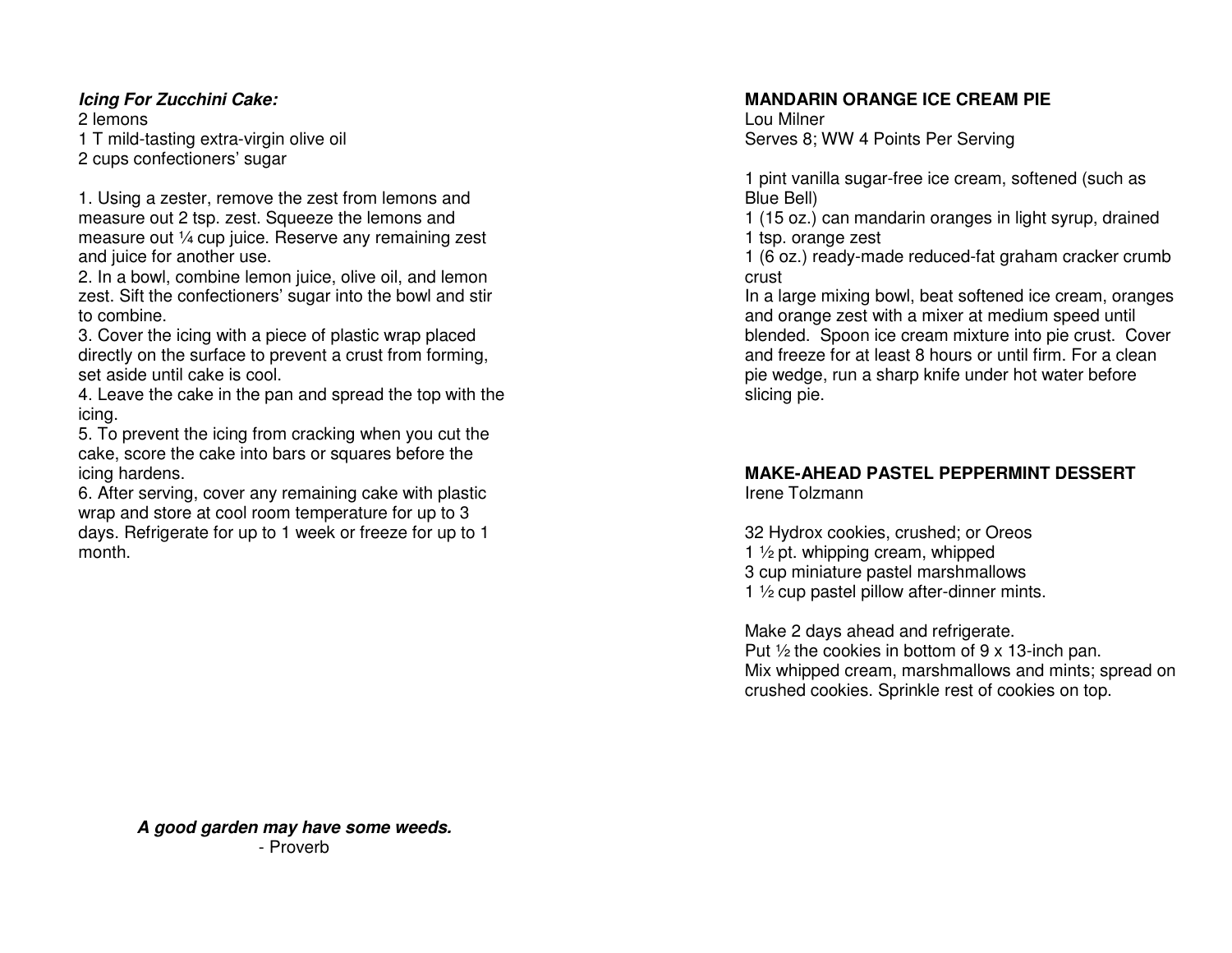***Icing For Zucchini Cake:***

2 lemons
1 T mild-tasting extra-virgin olive oil
2 cups confectioners' sugar

1. Using a zester, remove the zest from lemons and measure out 2 tsp. zest. Squeeze the lemons and measure out ¼ cup juice. Reserve any remaining zest and juice for another use.
2. In a bowl, combine lemon juice, olive oil, and lemon zest. Sift the confectioners' sugar into the bowl and stir to combine.
3. Cover the icing with a piece of plastic wrap placed directly on the surface to prevent a crust from forming, set aside until cake is cool.
4. Leave the cake in the pan and spread the top with the icing.
5. To prevent the icing from cracking when you cut the cake, score the cake into bars or squares before the icing hardens.
6. After serving, cover any remaining cake with plastic wrap and store at cool room temperature for up to 3 days. Refrigerate for up to 1 week or freeze for up to 1 month.

***A good garden may have some weeds.***
- Proverb

**MANDARIN ORANGE ICE CREAM PIE**
Lou Milner
Serves 8; WW 4 Points Per Serving

1 pint vanilla sugar-free ice cream, softened (such as Blue Bell)
1 (15 oz.) can mandarin oranges in light syrup, drained
1 tsp. orange zest
1 (6 oz.) ready-made reduced-fat graham cracker crumb crust
In a large mixing bowl, beat softened ice cream, oranges and orange zest with a mixer at medium speed until blended. Spoon ice cream mixture into pie crust. Cover and freeze for at least 8 hours or until firm. For a clean pie wedge, run a sharp knife under hot water before slicing pie.

**MAKE-AHEAD PASTEL PEPPERMINT DESSERT**
Irene Tolzmann

32 Hydrox cookies, crushed; or Oreos
1 ½ pt. whipping cream, whipped
3 cup miniature pastel marshmallows
1 ½ cup pastel pillow after-dinner mints.

Make 2 days ahead and refrigerate.
Put ½ the cookies in bottom of 9 x 13-inch pan.
Mix whipped cream, marshmallows and mints; spread on crushed cookies. Sprinkle rest of cookies on top.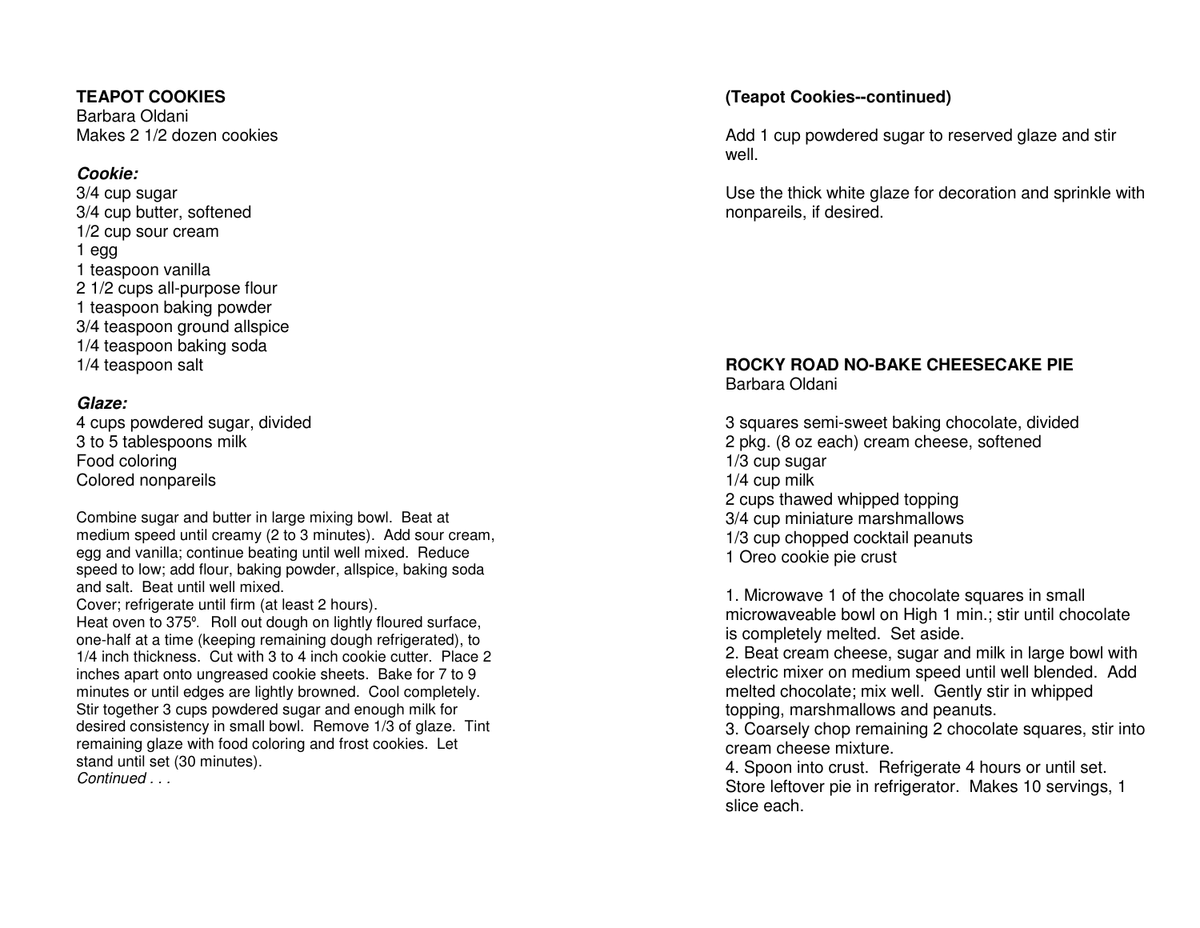**TEAPOT COOKIES**
Barbara Oldani
Makes 2 1/2 dozen cookies

***Cookie:***
3/4 cup sugar
3/4 cup butter, softened
1/2 cup sour cream
1 egg
1 teaspoon vanilla
2 1/2 cups all-purpose flour
1 teaspoon baking powder
3/4 teaspoon ground allspice
1/4 teaspoon baking soda
1/4 teaspoon salt

***Glaze:***
4 cups powdered sugar, divided
3 to 5 tablespoons milk
Food coloring
Colored nonpareils

Combine sugar and butter in large mixing bowl. Beat at medium speed until creamy (2 to 3 minutes). Add sour cream, egg and vanilla; continue beating until well mixed. Reduce speed to low; add flour, baking powder, allspice, baking soda and salt. Beat until well mixed.
Cover; refrigerate until firm (at least 2 hours).
Heat oven to 375º. Roll out dough on lightly floured surface, one-half at a time (keeping remaining dough refrigerated), to 1/4 inch thickness. Cut with 3 to 4 inch cookie cutter. Place 2 inches apart onto ungreased cookie sheets. Bake for 7 to 9 minutes or until edges are lightly browned. Cool completely.
Stir together 3 cups powdered sugar and enough milk for desired consistency in small bowl. Remove 1/3 of glaze. Tint remaining glaze with food coloring and frost cookies. Let stand until set (30 minutes).
*Continued . . .*

**(Teapot Cookies--continued)**

Add 1 cup powdered sugar to reserved glaze and stir well.

Use the thick white glaze for decoration and sprinkle with nonpareils, if desired.

**ROCKY ROAD NO-BAKE CHEESECAKE PIE**
Barbara Oldani

3 squares semi-sweet baking chocolate, divided
2 pkg. (8 oz each) cream cheese, softened
1/3 cup sugar
1/4 cup milk
2 cups thawed whipped topping
3/4 cup miniature marshmallows
1/3 cup chopped cocktail peanuts
1 Oreo cookie pie crust

1. Microwave 1 of the chocolate squares in small microwaveable bowl on High 1 min.; stir until chocolate is completely melted. Set aside.
2. Beat cream cheese, sugar and milk in large bowl with electric mixer on medium speed until well blended. Add melted chocolate; mix well. Gently stir in whipped topping, marshmallows and peanuts.
3. Coarsely chop remaining 2 chocolate squares, stir into cream cheese mixture.
4. Spoon into crust. Refrigerate 4 hours or until set. Store leftover pie in refrigerator. Makes 10 servings, 1 slice each.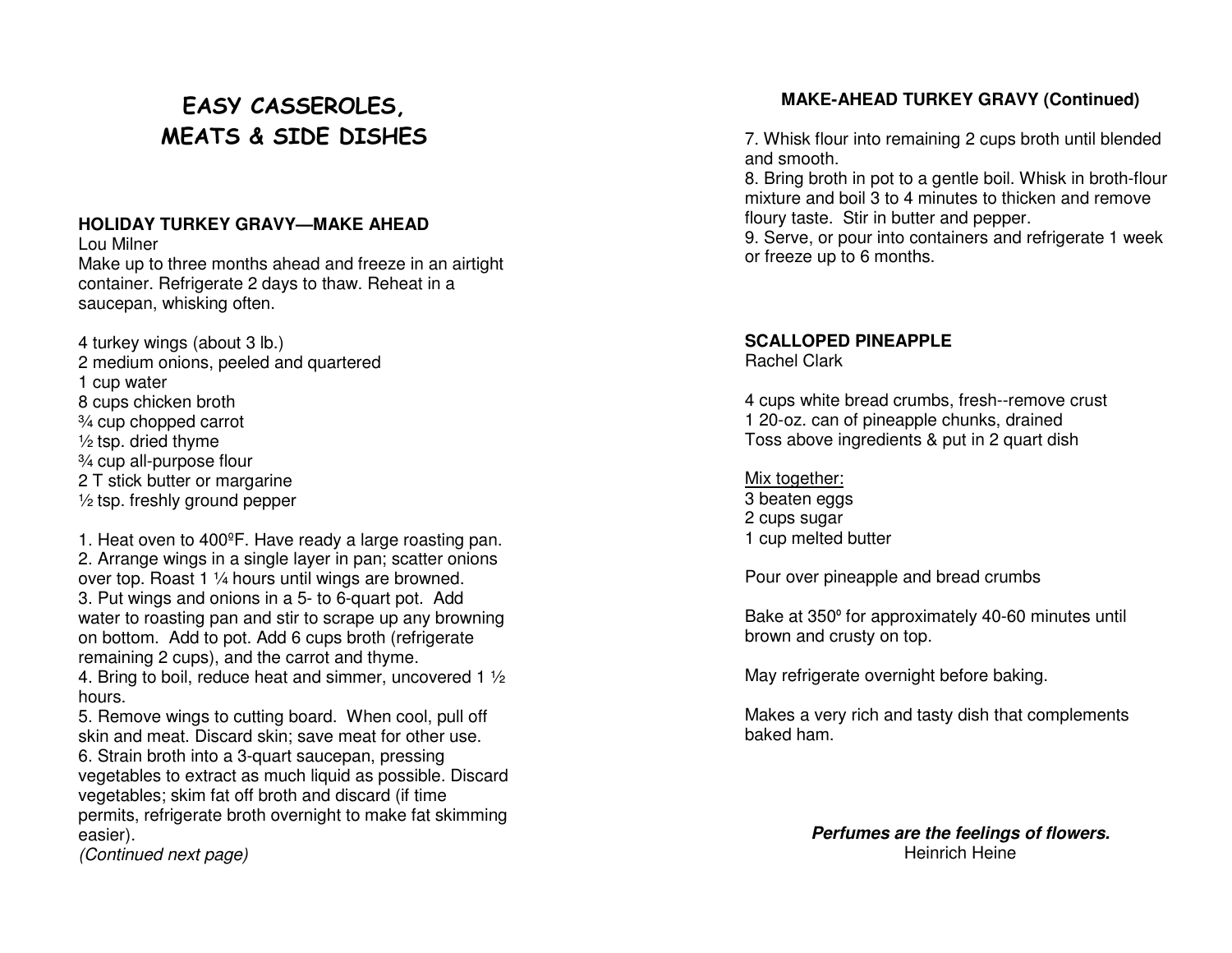# EASY CASSEROLES, MEATS & SIDE DISHES

### HOLIDAY TURKEY GRAVY—MAKE AHEAD

Lou Milner

Make up to three months ahead and freeze in an airtight container. Refrigerate 2 days to thaw. Reheat in a saucepan, whisking often.

4 turkey wings (about 3 lb.)
2 medium onions, peeled and quartered
1 cup water
8 cups chicken broth
¾ cup chopped carrot
½ tsp. dried thyme
¾ cup all-purpose flour
2 T stick butter or margarine
½ tsp. freshly ground pepper

1. Heat oven to 400ºF. Have ready a large roasting pan.
2. Arrange wings in a single layer in pan; scatter onions over top. Roast 1 ¼ hours until wings are browned.
3. Put wings and onions in a 5- to 6-quart pot. Add water to roasting pan and stir to scrape up any browning on bottom. Add to pot. Add 6 cups broth (refrigerate remaining 2 cups), and the carrot and thyme.
4. Bring to boil, reduce heat and simmer, uncovered 1 ½ hours.
5. Remove wings to cutting board. When cool, pull off skin and meat. Discard skin; save meat for other use.
6. Strain broth into a 3-quart saucepan, pressing vegetables to extract as much liquid as possible. Discard vegetables; skim fat off broth and discard (if time permits, refrigerate broth overnight to make fat skimming easier).

*(Continued next page)*

### MAKE-AHEAD TURKEY GRAVY (Continued)

7. Whisk flour into remaining 2 cups broth until blended and smooth.
8. Bring broth in pot to a gentle boil. Whisk in broth-flour mixture and boil 3 to 4 minutes to thicken and remove floury taste. Stir in butter and pepper.
9. Serve, or pour into containers and refrigerate 1 week or freeze up to 6 months.

### SCALLOPED PINEAPPLE

Rachel Clark

4 cups white bread crumbs, fresh--remove crust
1 20-oz. can of pineapple chunks, drained
Toss above ingredients & put in 2 quart dish

<u>Mix together:</u>
3 beaten eggs
2 cups sugar
1 cup melted butter

Pour over pineapple and bread crumbs

Bake at 350º for approximately 40-60 minutes until brown and crusty on top.

May refrigerate overnight before baking.

Makes a very rich and tasty dish that complements baked ham.

***Perfumes are the feelings of flowers.***
Heinrich Heine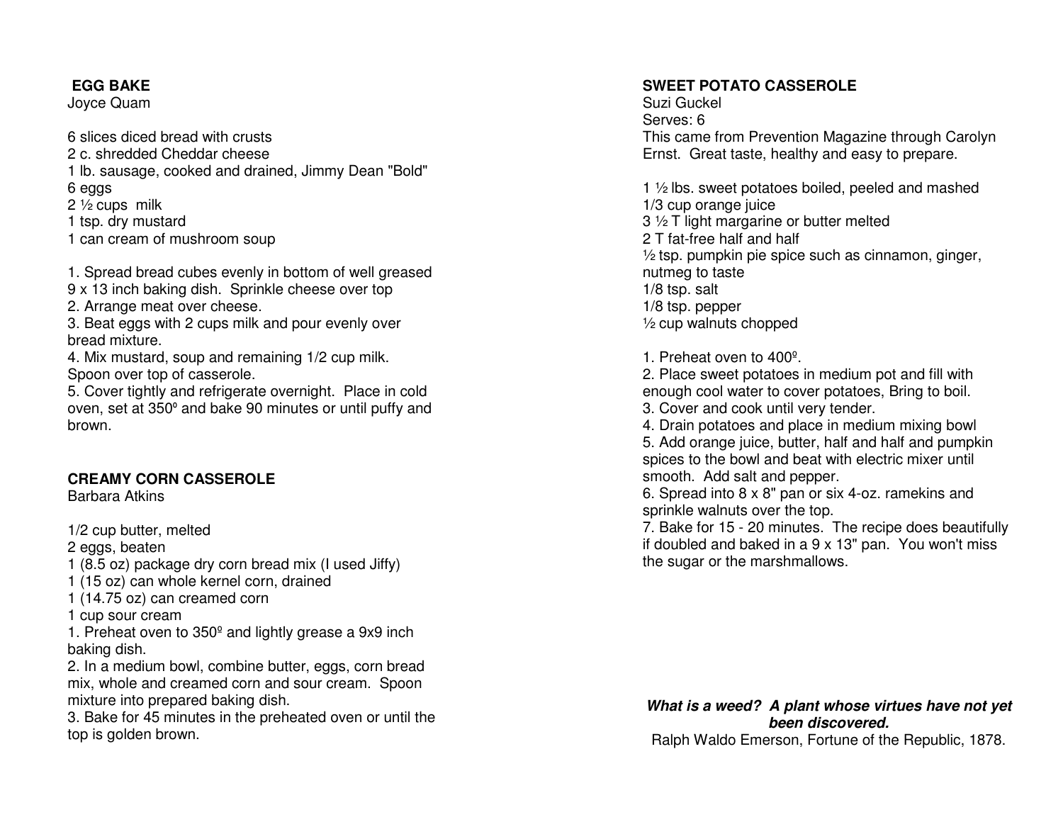## EGG BAKE

Joyce Quam

6 slices diced bread with crusts
2 c. shredded Cheddar cheese
1 lb. sausage, cooked and drained, Jimmy Dean "Bold"
6 eggs
2 ½ cups milk
1 tsp. dry mustard
1 can cream of mushroom soup

1. Spread bread cubes evenly in bottom of well greased 9 x 13 inch baking dish. Sprinkle cheese over top
2. Arrange meat over cheese.
3. Beat eggs with 2 cups milk and pour evenly over bread mixture.
4. Mix mustard, soup and remaining 1/2 cup milk. Spoon over top of casserole.
5. Cover tightly and refrigerate overnight. Place in cold oven, set at 350º and bake 90 minutes or until puffy and brown.

## CREAMY CORN CASSEROLE

Barbara Atkins

1/2 cup butter, melted
2 eggs, beaten
1 (8.5 oz) package dry corn bread mix (I used Jiffy)
1 (15 oz) can whole kernel corn, drained
1 (14.75 oz) can creamed corn
1 cup sour cream

1. Preheat oven to 350º and lightly grease a 9x9 inch baking dish.
2. In a medium bowl, combine butter, eggs, corn bread mix, whole and creamed corn and sour cream. Spoon mixture into prepared baking dish.
3. Bake for 45 minutes in the preheated oven or until the top is golden brown.

## SWEET POTATO CASSEROLE

Suzi Guckel
Serves: 6
This came from Prevention Magazine through Carolyn Ernst. Great taste, healthy and easy to prepare.

1 ½ lbs. sweet potatoes boiled, peeled and mashed
1/3 cup orange juice
3 ½ T light margarine or butter melted
2 T fat-free half and half
½ tsp. pumpkin pie spice such as cinnamon, ginger, nutmeg to taste
1/8 tsp. salt
1/8 tsp. pepper
½ cup walnuts chopped

1. Preheat oven to 400º.
2. Place sweet potatoes in medium pot and fill with enough cool water to cover potatoes, Bring to boil.
3. Cover and cook until very tender.
4. Drain potatoes and place in medium mixing bowl
5. Add orange juice, butter, half and half and pumpkin spices to the bowl and beat with electric mixer until smooth. Add salt and pepper.
6. Spread into 8 x 8" pan or six 4-oz. ramekins and sprinkle walnuts over the top.
7. Bake for 15 - 20 minutes. The recipe does beautifully if doubled and baked in a 9 x 13" pan. You won't miss the sugar or the marshmallows.

***What is a weed? A plant whose virtues have not yet been discovered.***
Ralph Waldo Emerson, Fortune of the Republic, 1878.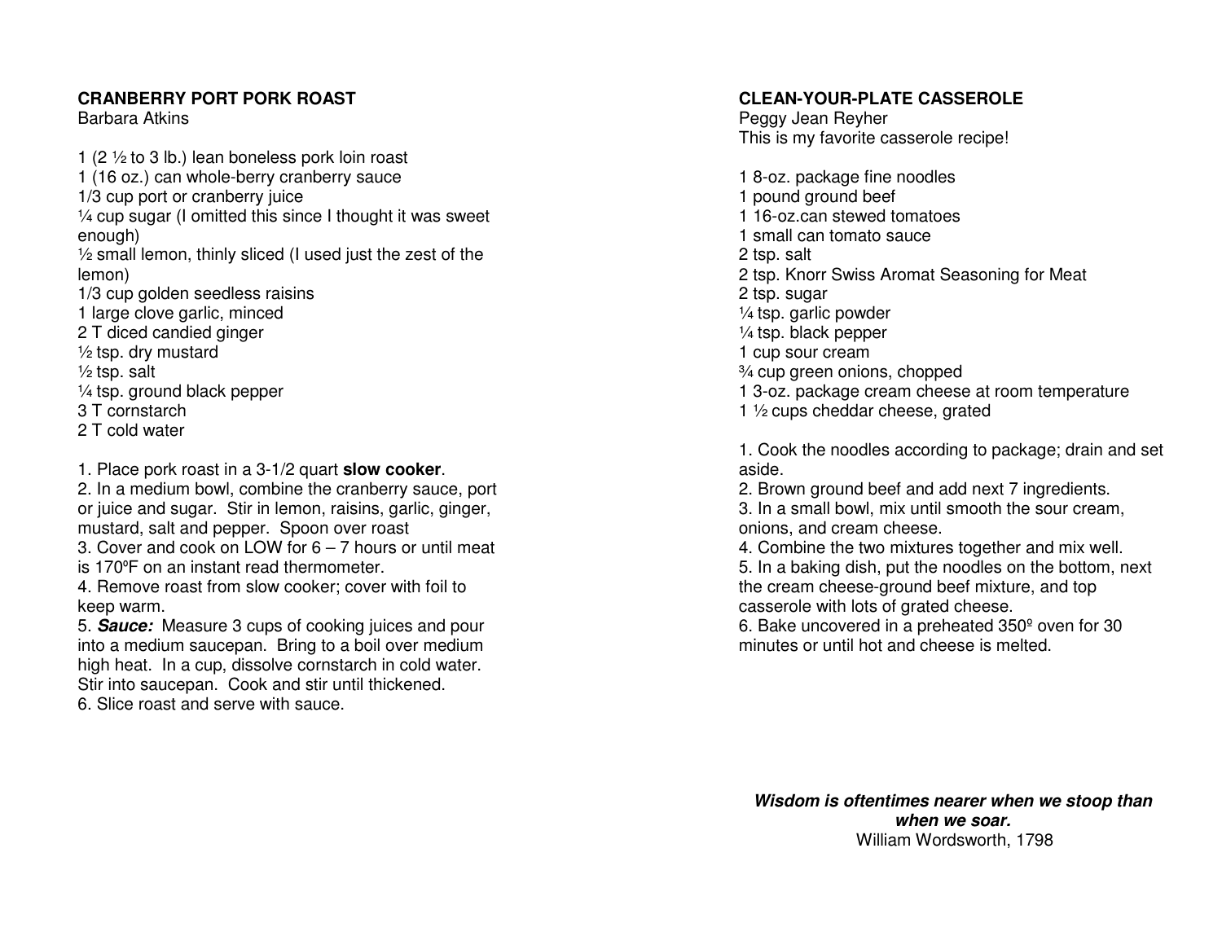## CRANBERRY PORT PORK ROAST

Barbara Atkins

1 (2 ½ to 3 lb.) lean boneless pork loin roast
1 (16 oz.) can whole-berry cranberry sauce
1/3 cup port or cranberry juice
¼ cup sugar (I omitted this since I thought it was sweet enough)
½ small lemon, thinly sliced (I used just the zest of the lemon)
1/3 cup golden seedless raisins
1 large clove garlic, minced
2 T diced candied ginger
½ tsp. dry mustard
½ tsp. salt
¼ tsp. ground black pepper
3 T cornstarch
2 T cold water

1. Place pork roast in a 3-1/2 quart **slow cooker**.
2. In a medium bowl, combine the cranberry sauce, port or juice and sugar. Stir in lemon, raisins, garlic, ginger, mustard, salt and pepper. Spoon over roast
3. Cover and cook on LOW for 6 – 7 hours or until meat is 170ºF on an instant read thermometer.
4. Remove roast from slow cooker; cover with foil to keep warm.
5. ***Sauce:*** Measure 3 cups of cooking juices and pour into a medium saucepan. Bring to a boil over medium high heat. In a cup, dissolve cornstarch in cold water. Stir into saucepan. Cook and stir until thickened.
6. Slice roast and serve with sauce.

## CLEAN-YOUR-PLATE CASSEROLE

Peggy Jean Reyher
This is my favorite casserole recipe!

1 8-oz. package fine noodles
1 pound ground beef
1 16-oz.can stewed tomatoes
1 small can tomato sauce
2 tsp. salt
2 tsp. Knorr Swiss Aromat Seasoning for Meat
2 tsp. sugar
¼ tsp. garlic powder
¼ tsp. black pepper
1 cup sour cream
¾ cup green onions, chopped
1 3-oz. package cream cheese at room temperature
1 ½ cups cheddar cheese, grated

1. Cook the noodles according to package; drain and set aside.
2. Brown ground beef and add next 7 ingredients.
3. In a small bowl, mix until smooth the sour cream, onions, and cream cheese.
4. Combine the two mixtures together and mix well.
5. In a baking dish, put the noodles on the bottom, next the cream cheese-ground beef mixture, and top casserole with lots of grated cheese.
6. Bake uncovered in a preheated 350º oven for 30 minutes or until hot and cheese is melted.

***Wisdom is oftentimes nearer when we stoop than when we soar.***
William Wordsworth, 1798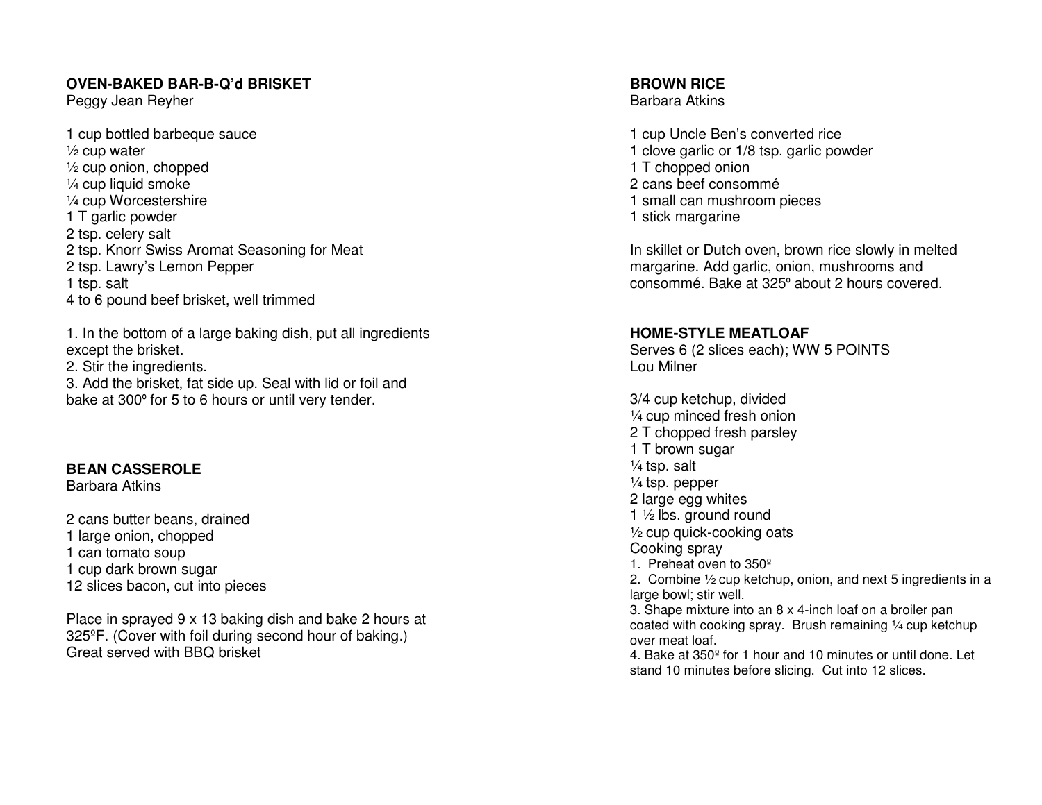**OVEN-BAKED BAR-B-Q'd BRISKET**
Peggy Jean Reyher

1 cup bottled barbeque sauce
½ cup water
½ cup onion, chopped
¼ cup liquid smoke
¼ cup Worcestershire
1 T garlic powder
2 tsp. celery salt
2 tsp. Knorr Swiss Aromat Seasoning for Meat
2 tsp. Lawry's Lemon Pepper
1 tsp. salt
4 to 6 pound beef brisket, well trimmed

1. In the bottom of a large baking dish, put all ingredients except the brisket.
2. Stir the ingredients.
3. Add the brisket, fat side up. Seal with lid or foil and bake at 300º for 5 to 6 hours or until very tender.

**BEAN CASSEROLE**
Barbara Atkins

2 cans butter beans, drained
1 large onion, chopped
1 can tomato soup
1 cup dark brown sugar
12 slices bacon, cut into pieces

Place in sprayed 9 x 13 baking dish and bake 2 hours at 325ºF. (Cover with foil during second hour of baking.) Great served with BBQ brisket

**BROWN RICE**
Barbara Atkins

1 cup Uncle Ben's converted rice
1 clove garlic or 1/8 tsp. garlic powder
1 T chopped onion
2 cans beef consommé
1 small can mushroom pieces
1 stick margarine

In skillet or Dutch oven, brown rice slowly in melted margarine. Add garlic, onion, mushrooms and consommé. Bake at 325º about 2 hours covered.

**HOME-STYLE MEATLOAF**
Serves 6 (2 slices each); WW 5 POINTS
Lou Milner

3/4 cup ketchup, divided
¼ cup minced fresh onion
2 T chopped fresh parsley
1 T brown sugar
¼ tsp. salt
¼ tsp. pepper
2 large egg whites
1 ½ lbs. ground round
½ cup quick-cooking oats
Cooking spray

1. Preheat oven to 350º
2. Combine ½ cup ketchup, onion, and next 5 ingredients in a large bowl; stir well.
3. Shape mixture into an 8 x 4-inch loaf on a broiler pan coated with cooking spray. Brush remaining ¼ cup ketchup over meat loaf.
4. Bake at 350º for 1 hour and 10 minutes or until done. Let stand 10 minutes before slicing. Cut into 12 slices.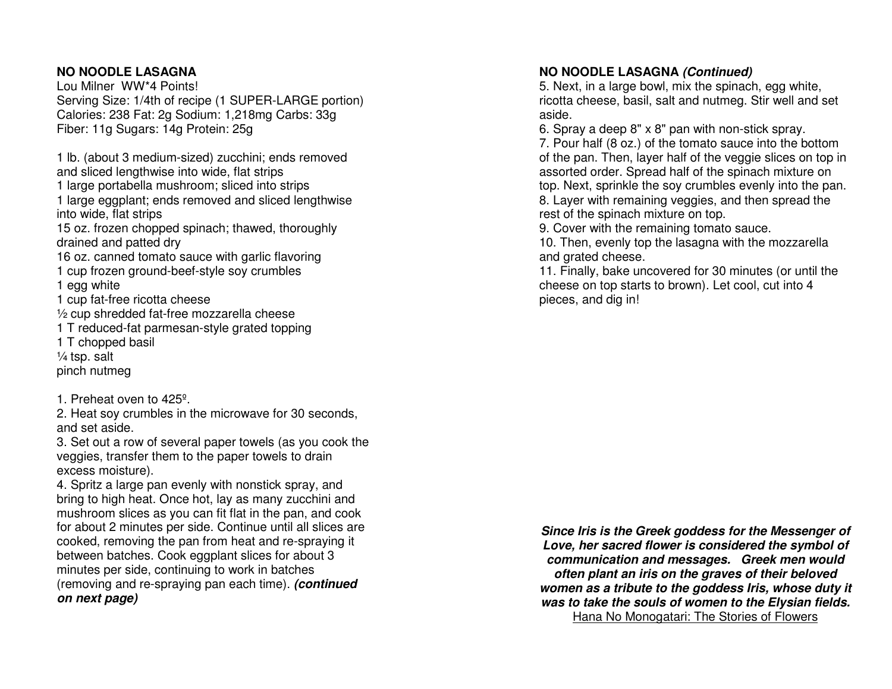**NO NOODLE LASAGNA**

Lou Milner WW*4 Points!
Serving Size: 1/4th of recipe (1 SUPER-LARGE portion)
Calories: 238 Fat: 2g Sodium: 1,218mg Carbs: 33g
Fiber: 11g Sugars: 14g Protein: 25g

1 lb. (about 3 medium-sized) zucchini; ends removed and sliced lengthwise into wide, flat strips
1 large portabella mushroom; sliced into strips
1 large eggplant; ends removed and sliced lengthwise into wide, flat strips
15 oz. frozen chopped spinach; thawed, thoroughly drained and patted dry
16 oz. canned tomato sauce with garlic flavoring
1 cup frozen ground-beef-style soy crumbles
1 egg white
1 cup fat-free ricotta cheese
½ cup shredded fat-free mozzarella cheese
1 T reduced-fat parmesan-style grated topping
1 T chopped basil
¼ tsp. salt
pinch nutmeg

1. Preheat oven to 425º.
2. Heat soy crumbles in the microwave for 30 seconds, and set aside.
3. Set out a row of several paper towels (as you cook the veggies, transfer them to the paper towels to drain excess moisture).
4. Spritz a large pan evenly with nonstick spray, and bring to high heat. Once hot, lay as many zucchini and mushroom slices as you can fit flat in the pan, and cook for about 2 minutes per side. Continue until all slices are cooked, removing the pan from heat and re-spraying it between batches. Cook eggplant slices for about 3 minutes per side, continuing to work in batches (removing and re-spraying pan each time). ***(continued on next page)***

**NO NOODLE LASAGNA *(Continued)***

5. Next, in a large bowl, mix the spinach, egg white, ricotta cheese, basil, salt and nutmeg. Stir well and set aside.
6. Spray a deep 8" x 8" pan with non-stick spray.
7. Pour half (8 oz.) of the tomato sauce into the bottom of the pan. Then, layer half of the veggie slices on top in assorted order. Spread half of the spinach mixture on top. Next, sprinkle the soy crumbles evenly into the pan.
8. Layer with remaining veggies, and then spread the rest of the spinach mixture on top.
9. Cover with the remaining tomato sauce.
10. Then, evenly top the lasagna with the mozzarella and grated cheese.
11. Finally, bake uncovered for 30 minutes (or until the cheese on top starts to brown). Let cool, cut into 4 pieces, and dig in!

***Since Iris is the Greek goddess for the Messenger of Love, her sacred flower is considered the symbol of communication and messages. Greek men would often plant an iris on the graves of their beloved women as a tribute to the goddess Iris, whose duty it was to take the souls of women to the Elysian fields.***
Hana No Monogatari: The Stories of Flowers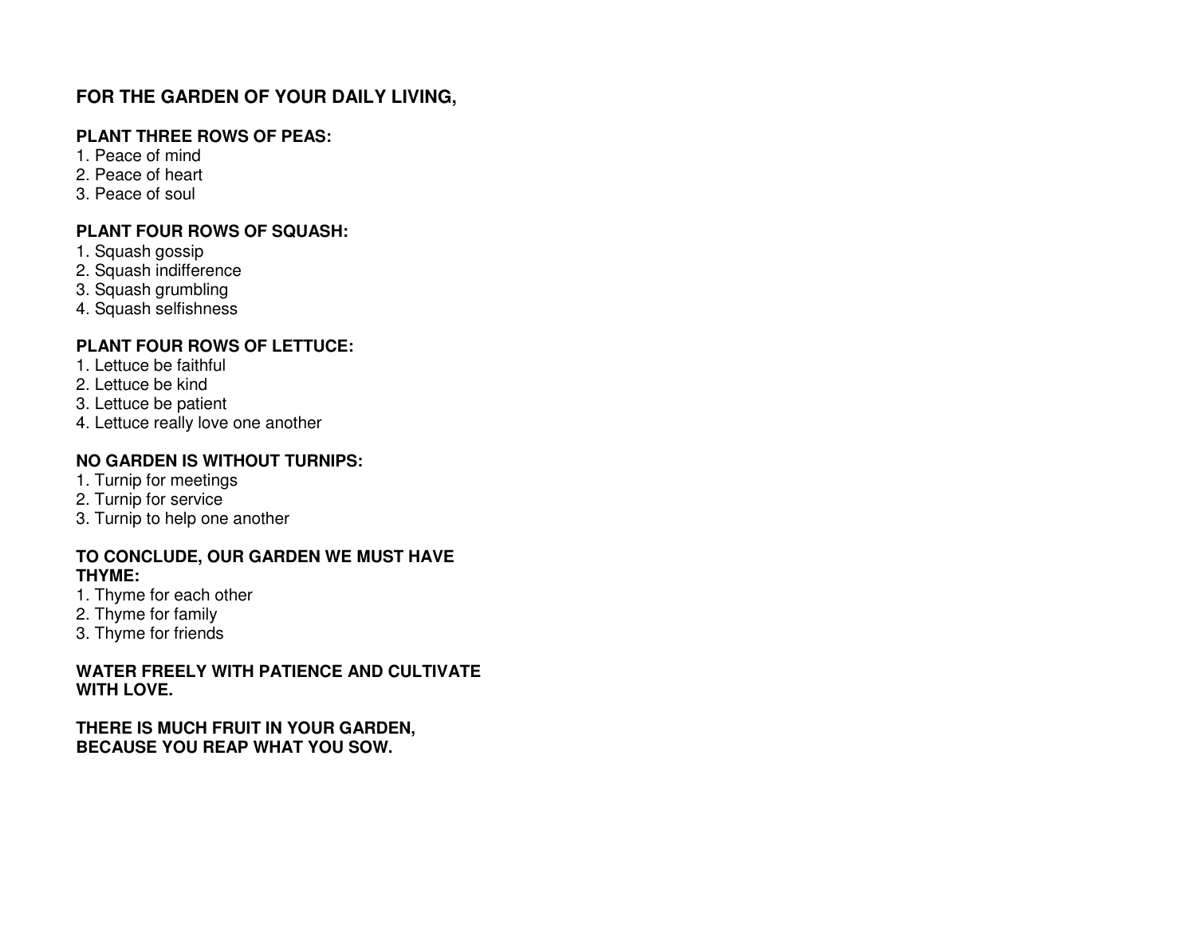**FOR THE GARDEN OF YOUR DAILY LIVING,**

**PLANT THREE ROWS OF PEAS:**

1. Peace of mind
2. Peace of heart
3. Peace of soul

**PLANT FOUR ROWS OF SQUASH:**

1. Squash gossip
2. Squash indifference
3. Squash grumbling
4. Squash selfishness

**PLANT FOUR ROWS OF LETTUCE:**

1. Lettuce be faithful
2. Lettuce be kind
3. Lettuce be patient
4. Lettuce really love one another

**NO GARDEN IS WITHOUT TURNIPS:**

1. Turnip for meetings
2. Turnip for service
3. Turnip to help one another

**TO CONCLUDE, OUR GARDEN WE MUST HAVE THYME:**

1. Thyme for each other
2. Thyme for family
3. Thyme for friends

**WATER FREELY WITH PATIENCE AND CULTIVATE WITH LOVE.**

**THERE IS MUCH FRUIT IN YOUR GARDEN, BECAUSE YOU REAP WHAT YOU SOW.**